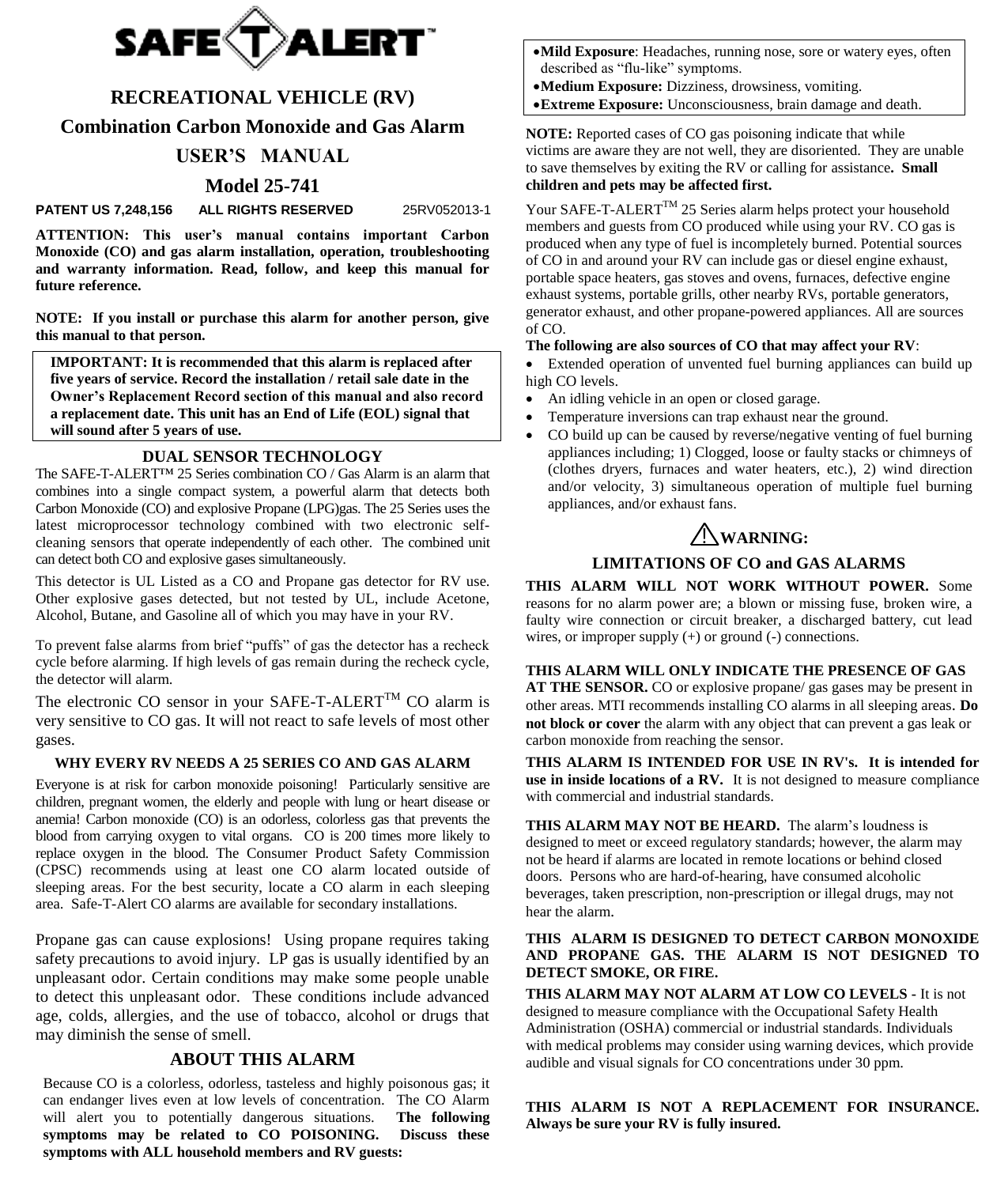# SAFE-T-ALERT™

## RECREATIONAL VEHICLE (RV)

## Combination Carbon Monoxide and Gas Alarm

## USER'S MANUAL

## Model 25-741

**PATENT US 7,248,156 ALL RIGHTS RESERVED** 25RV052013-1

**ATTENTION: This user's manual contains important Carbon Monoxide (CO) and gas alarm installation, operation, troubleshooting and warranty information. Read, follow, and keep this manual for future reference.**

**NOTE: If you install or purchase this alarm for another person, give this manual to that person.**

> **IMPORTANT: It is recommended that this alarm is replaced after five years of service. Record the installation / retail sale date in the Owner's Replacement Record section of this manual and also record a replacement date. This unit has an End of Life (EOL) signal that will sound after 5 years of use.**

### DUAL SENSOR TECHNOLOGY

The SAFE-T-ALERT™ 25 Series combination CO / Gas Alarm is an alarm that combines into a single compact system, a powerful alarm that detects both Carbon Monoxide (CO) and explosive Propane (LPG)gas. The 25 Series uses the latest microprocessor technology combined with two electronic self-cleaning sensors that operate independently of each other. The combined unit can detect both CO and explosive gases simultaneously.

This detector is UL Listed as a CO and Propane gas detector for RV use. Other explosive gases detected, but not tested by UL, include Acetone, Alcohol, Butane, and Gasoline all of which you may have in your RV.

To prevent false alarms from brief "puffs" of gas the detector has a recheck cycle before alarming. If high levels of gas remain during the recheck cycle, the detector will alarm.

The electronic CO sensor in your SAFE-T-ALERT™ CO alarm is very sensitive to CO gas. It will not react to safe levels of most other gases.

### WHY EVERY RV NEEDS A 25 SERIES CO AND GAS ALARM

Everyone is at risk for carbon monoxide poisoning! Particularly sensitive are children, pregnant women, the elderly and people with lung or heart disease or anemia! Carbon monoxide (CO) is an odorless, colorless gas that prevents the blood from carrying oxygen to vital organs. CO is 200 times more likely to replace oxygen in the blood. The Consumer Product Safety Commission (CPSC) recommends using at least one CO alarm located outside of sleeping areas. For the best security, locate a CO alarm in each sleeping area. Safe-T-Alert CO alarms are available for secondary installations.

Propane gas can cause explosions! Using propane requires taking safety precautions to avoid injury. LP gas is usually identified by an unpleasant odor. Certain conditions may make some people unable to detect this unpleasant odor. These conditions include advanced age, colds, allergies, and the use of tobacco, alcohol or drugs that may diminish the sense of smell.

### ABOUT THIS ALARM

Because CO is a colorless, odorless, tasteless and highly poisonous gas; it can endanger lives even at low levels of concentration. The CO Alarm will alert you to potentially dangerous situations. **The following symptoms may be related to CO POISONING. Discuss these symptoms with ALL household members and RV guests:**

- **Mild Exposure**: Headaches, running nose, sore or watery eyes, often described as "flu-like" symptoms.
- **Medium Exposure:** Dizziness, drowsiness, vomiting.
- **Extreme Exposure:** Unconsciousness, brain damage and death.

**NOTE:** Reported cases of CO gas poisoning indicate that while victims are aware they are not well, they are disoriented. They are unable to save themselves by exiting the RV or calling for assistance**. Small children and pets may be affected first.**

Your SAFE-T-ALERT™ 25 Series alarm helps protect your household members and guests from CO produced while using your RV. CO gas is produced when any type of fuel is incompletely burned. Potential sources of CO in and around your RV can include gas or diesel engine exhaust, portable space heaters, gas stoves and ovens, furnaces, defective engine exhaust systems, portable grills, other nearby RVs, portable generators, generator exhaust, and other propane-powered appliances. All are sources of CO.

**The following are also sources of CO that may affect your RV**:

- Extended operation of unvented fuel burning appliances can build up high CO levels.
- An idling vehicle in an open or closed garage.
- Temperature inversions can trap exhaust near the ground.
- CO build up can be caused by reverse/negative venting of fuel burning appliances including; 1) Clogged, loose or faulty stacks or chimneys of (clothes dryers, furnaces and water heaters, etc.), 2) wind direction and/or velocity, 3) simultaneous operation of multiple fuel burning appliances, and/or exhaust fans.

### ⚠WARNING:

### LIMITATIONS OF CO and GAS ALARMS

**THIS ALARM WILL NOT WORK WITHOUT POWER.** Some reasons for no alarm power are; a blown or missing fuse, broken wire, a faulty wire connection or circuit breaker, a discharged battery, cut lead wires, or improper supply (+) or ground (-) connections.

**THIS ALARM WILL ONLY INDICATE THE PRESENCE OF GAS AT THE SENSOR.** CO or explosive propane/ gas gases may be present in other areas. MTI recommends installing CO alarms in all sleeping areas. **Do not block or cover** the alarm with any object that can prevent a gas leak or carbon monoxide from reaching the sensor.

**THIS ALARM IS INTENDED FOR USE IN RV's. It is intended for use in inside locations of a RV.** It is not designed to measure compliance with commercial and industrial standards.

**THIS ALARM MAY NOT BE HEARD.** The alarm's loudness is designed to meet or exceed regulatory standards; however, the alarm may not be heard if alarms are located in remote locations or behind closed doors. Persons who are hard-of-hearing, have consumed alcoholic beverages, taken prescription, non-prescription or illegal drugs, may not hear the alarm.

**THIS ALARM IS DESIGNED TO DETECT CARBON MONOXIDE AND PROPANE GAS. THE ALARM IS NOT DESIGNED TO DETECT SMOKE, OR FIRE.**

**THIS ALARM MAY NOT ALARM AT LOW CO LEVELS -** It is not designed to measure compliance with the Occupational Safety Health Administration (OSHA) commercial or industrial standards. Individuals with medical problems may consider using warning devices, which provide audible and visual signals for CO concentrations under 30 ppm.

**THIS ALARM IS NOT A REPLACEMENT FOR INSURANCE. Always be sure your RV is fully insured.**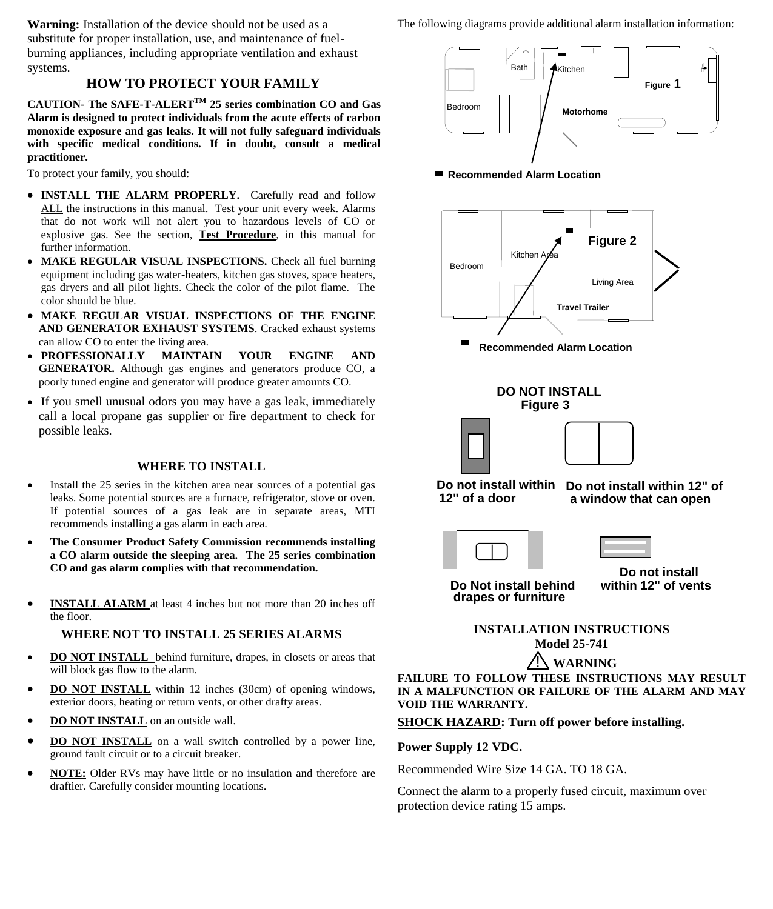**Warning:** Installation of the device should not be used as a substitute for proper installation, use, and maintenance of fuel-burning appliances, including appropriate ventilation and exhaust systems.

## HOW TO PROTECT YOUR FAMILY

**CAUTION- The SAFE-T-ALERT™ 25 series combination CO and Gas Alarm is designed to protect individuals from the acute effects of carbon monoxide exposure and gas leaks. It will not fully safeguard individuals with specific medical conditions. If in doubt, consult a medical practitioner.**

To protect your family, you should:

- **INSTALL THE ALARM PROPERLY.** Carefully read and follow ALL the instructions in this manual. Test your unit every week. Alarms that do not work will not alert you to hazardous levels of CO or explosive gas. See the section, **Test Procedure**, in this manual for further information.
- **MAKE REGULAR VISUAL INSPECTIONS.** Check all fuel burning equipment including gas water-heaters, kitchen gas stoves, space heaters, gas dryers and all pilot lights. Check the color of the pilot flame. The color should be blue.
- **MAKE REGULAR VISUAL INSPECTIONS OF THE ENGINE AND GENERATOR EXHAUST SYSTEMS**. Cracked exhaust systems can allow CO to enter the living area.
- **PROFESSIONALLY MAINTAIN YOUR ENGINE AND GENERATOR.** Although gas engines and generators produce CO, a poorly tuned engine and generator will produce greater amounts CO.
- If you smell unusual odors you may have a gas leak, immediately call a local propane gas supplier or fire department to check for possible leaks.

## WHERE TO INSTALL

- Install the 25 series in the kitchen area near sources of a potential gas leaks. Some potential sources are a furnace, refrigerator, stove or oven. If potential sources of a gas leak are in separate areas, MTI recommends installing a gas alarm in each area.
- **The Consumer Product Safety Commission recommends installing a CO alarm outside the sleeping area. The 25 series combination CO and gas alarm complies with that recommendation.**
- **INSTALL ALARM** at least 4 inches but not more than 20 inches off the floor.

## WHERE NOT TO INSTALL 25 SERIES ALARMS

- **DO NOT INSTALL** behind furniture, drapes, in closets or areas that will block gas flow to the alarm.
- **DO NOT INSTALL** within 12 inches (30cm) of opening windows, exterior doors, heating or return vents, or other drafty areas.
- **DO NOT INSTALL** on an outside wall.
- **DO NOT INSTALL** on a wall switch controlled by a power line, ground fault circuit or to a circuit breaker.
- **NOTE:** Older RVs may have little or no insulation and therefore are draftier. Carefully consider mounting locations.

The following diagrams provide additional alarm installation information:

Bath Kitchen Bedroom Motorhome

Figure 1

Recommended Alarm Location

Figure 2

Kitchen Area Bedroom Living Area Travel Trailer

Recommended Alarm Location

**DO NOT INSTALL**
**Figure 3**

Do not install within 12" of a door

Do not install within 12" of a window that can open

Do Not install behind drapes or furniture

Do not install within 12" of vents

## INSTALLATION INSTRUCTIONS
## Model 25-741

**⚠ WARNING**

**FAILURE TO FOLLOW THESE INSTRUCTIONS MAY RESULT IN A MALFUNCTION OR FAILURE OF THE ALARM AND MAY VOID THE WARRANTY.**

**SHOCK HAZARD: Turn off power before installing.**

**Power Supply 12 VDC.**

Recommended Wire Size 14 GA. TO 18 GA.

Connect the alarm to a properly fused circuit, maximum over protection device rating 15 amps.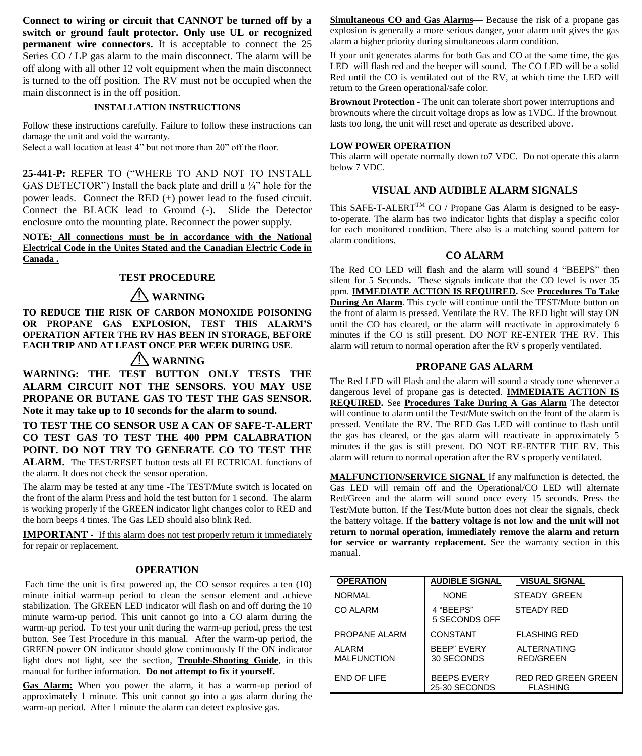**Connect to wiring or circuit that CANNOT be turned off by a switch or ground fault protector. Only use UL or recognized permanent wire connectors.** It is acceptable to connect the 25 Series CO / LP gas alarm to the main disconnect. The alarm will be off along with all other 12 volt equipment when the main disconnect is turned to the off position. The RV must not be occupied when the main disconnect is in the off position.

### INSTALLATION INSTRUCTIONS

Follow these instructions carefully. Failure to follow these instructions can damage the unit and void the warranty.
Select a wall location at least 4" but not more than 20" off the floor.

**25-441-P:** REFER TO ("WHERE TO AND NOT TO INSTALL GAS DETECTOR") Install the back plate and drill a ¼" hole for the power leads. **C**onnect the RED (+) power lead to the fused circuit. Connect the BLACK lead to Ground (-). Slide the Detector enclosure onto the mounting plate. Reconnect the power supply.

**NOTE: All connections must be in accordance with the National Electrical Code in the Unites Stated and the Canadian Electric Code in Canada .**

### TEST PROCEDURE

**⚠ WARNING**

**TO REDUCE THE RISK OF CARBON MONOXIDE POISONING OR PROPANE GAS EXPLOSION, TEST THIS ALARM'S OPERATION AFTER THE RV HAS BEEN IN STORAGE, BEFORE EACH TRIP AND AT LEAST ONCE PER WEEK DURING USE**.

**⚠ WARNING**

**WARNING: THE TEST BUTTON ONLY TESTS THE ALARM CIRCUIT NOT THE SENSORS. YOU MAY USE PROPANE OR BUTANE GAS TO TEST THE GAS SENSOR. Note it may take up to 10 seconds for the alarm to sound.**

**TO TEST THE CO SENSOR USE A CAN OF SAFE-T-ALERT CO TEST GAS TO TEST THE 400 PPM CALABRATION POINT. DO NOT TRY TO GENERATE CO TO TEST THE ALARM.** The TEST/RESET button tests all ELECTRICAL functions of the alarm. It does not check the sensor operation.

The alarm may be tested at any time -The TEST/Mute switch is located on the front of the alarm Press and hold the test button for 1 second. The alarm is working properly if the GREEN indicator light changes color to RED and the horn beeps 4 times. The Gas LED should also blink Red.

**IMPORTANT** - If this alarm does not test properly return it immediately for repair or replacement.

### OPERATION

Each time the unit is first powered up, the CO sensor requires a ten (10) minute initial warm-up period to clean the sensor element and achieve stabilization. The GREEN LED indicator will flash on and off during the 10 minute warm-up period. This unit cannot go into a CO alarm during the warm-up period. To test your unit during the warm-up period, press the test button. See Test Procedure in this manual. After the warm-up period, the GREEN power ON indicator should glow continuously If the ON indicator light does not light, see the section, **Trouble-Shooting Guide**, in this manual for further information. **Do not attempt to fix it yourself.**

**Gas Alarm:** When you power the alarm, it has a warm-up period of approximately 1 minute. This unit cannot go into a gas alarm during the warm-up period. After 1 minute the alarm can detect explosive gas.

**Simultaneous CO and Gas Alarms—** Because the risk of a propane gas explosion is generally a more serious danger, your alarm unit gives the gas alarm a higher priority during simultaneous alarm condition.

If your unit generates alarms for both Gas and CO at the same time, the gas LED will flash red and the beeper will sound. The CO LED will be a solid Red until the CO is ventilated out of the RV, at which time the LED will return to the Green operational/safe color.

**Brownout Protection -** The unit can tolerate short power interruptions and brownouts where the circuit voltage drops as low as 1VDC. If the brownout lasts too long, the unit will reset and operate as described above.

**LOW POWER OPERATION**
This alarm will operate normally down to7 VDC. Do not operate this alarm below 7 VDC.

### VISUAL AND AUDIBLE ALARM SIGNALS

This SAFE-T-ALERT[TM] CO / Propane Gas Alarm is designed to be easy-to-operate. The alarm has two indicator lights that display a specific color for each monitored condition. There also is a matching sound pattern for alarm conditions.

### CO ALARM

The Red CO LED will flash and the alarm will sound 4 "BEEPS" then silent for 5 Seconds**.** These signals indicate that the CO level is over 35 ppm. **IMMEDIATE ACTION IS REQUIRED.** See **Procedures To Take During An Alarm**. This cycle will continue until the TEST/Mute button on the front of alarm is pressed. Ventilate the RV. The RED light will stay ON until the CO has cleared, or the alarm will reactivate in approximately 6 minutes if the CO is still present. DO NOT RE-ENTER THE RV. This alarm will return to normal operation after the RV s properly ventilated.

### PROPANE GAS ALARM

The Red LED will Flash and the alarm will sound a steady tone whenever a dangerous level of propane gas is detected. **IMMEDIATE ACTION IS REQUIRED.** See **Procedures Take During A Gas Alarm** The detector will continue to alarm until the Test/Mute switch on the front of the alarm is pressed. Ventilate the RV. The RED Gas LED will continue to flash until the gas has cleared, or the gas alarm will reactivate in approximately 5 minutes if the gas is still present. DO NOT RE-ENTER THE RV. This alarm will return to normal operation after the RV s properly ventilated.

**MALFUNCTION/SERVICE SIGNAL** If any malfunction is detected, the Gas LED will remain off and the Operational/CO LED will alternate Red/Green and the alarm will sound once every 15 seconds. Press the Test/Mute button. If the Test/Mute button does not clear the signals, check the battery voltage. I**f the battery voltage is not low and the unit will not return to normal operation, immediately remove the alarm and return for service or warranty replacement.** See the warranty section in this manual.

| OPERATION | AUDIBLE SIGNAL | VISUAL SIGNAL |
|---|---|---|
| NORMAL | NONE | STEADY GREEN |
| CO ALARM | 4 "BEEPS" 5 SECONDS OFF | STEADY RED |
| PROPANE ALARM | CONSTANT | FLASHING RED |
| ALARM MALFUNCTION | BEEP" EVERY 30 SECONDS | ALTERNATING RED/GREEN |
| END OF LIFE | BEEPS EVERY 25-30 SECONDS | RED RED GREEN GREEN FLASHING |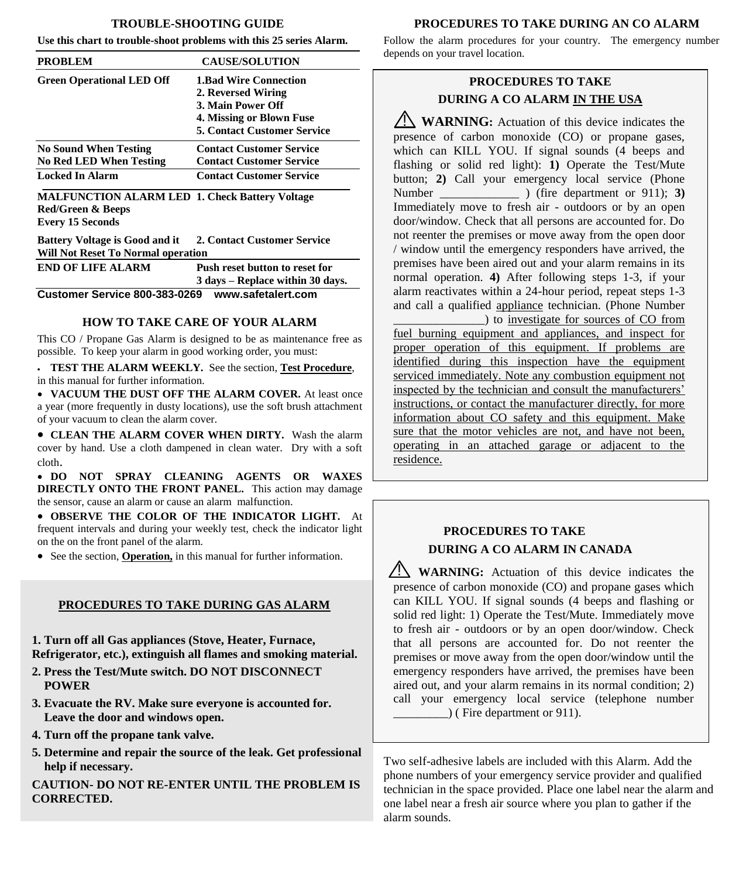## TROUBLE-SHOOTING GUIDE

**Use this chart to trouble-shoot problems with this 25 series Alarm.**

| PROBLEM | CAUSE/SOLUTION |
|---|---|
| **Green Operational LED Off** | **1.Bad Wire Connection**<br>**2. Reversed Wiring**<br>**3. Main Power Off**<br>**4. Missing or Blown Fuse**<br>**5. Contact Customer Service** |
| **No Sound When Testing** | **Contact Customer Service** |
| **No Red LED When Testing** | **Contact Customer Service** |
| **Locked In Alarm** | **Contact Customer Service** |
| **MALFUNCTION ALARM LED Red/Green & Beeps Every 15 Seconds** | **1. Check Battery Voltage** |
| **Battery Voltage is Good and it Will Not Reset To Normal operation** | **2. Contact Customer Service** |
| **END OF LIFE ALARM** | **Push reset button to reset for 3 days – Replace within 30 days.** |

**Customer Service 800-383-0269 www.safetalert.com**

## HOW TO TAKE CARE OF YOUR ALARM

This CO / Propane Gas Alarm is designed to be as maintenance free as possible. To keep your alarm in good working order, you must:

- **TEST THE ALARM WEEKLY.** See the section, **Test Procedure**, in this manual for further information.
- **VACUUM THE DUST OFF THE ALARM COVER.** At least once a year (more frequently in dusty locations), use the soft brush attachment of your vacuum to clean the alarm cover.
- **CLEAN THE ALARM COVER WHEN DIRTY.** Wash the alarm cover by hand. Use a cloth dampened in clean water. Dry with a soft cloth.
- **DO NOT SPRAY CLEANING AGENTS OR WAXES DIRECTLY ONTO THE FRONT PANEL.** This action may damage the sensor, cause an alarm or cause an alarm malfunction.
- **OBSERVE THE COLOR OF THE INDICATOR LIGHT.** At frequent intervals and during your weekly test, check the indicator light on the on the front panel of the alarm.
- See the section, **Operation,** in this manual for further information.

## PROCEDURES TO TAKE DURING GAS ALARM

**1. Turn off all Gas appliances (Stove, Heater, Furnace, Refrigerator, etc.), extinguish all flames and smoking material.**

**2. Press the Test/Mute switch. DO NOT DISCONNECT POWER**

**3. Evacuate the RV. Make sure everyone is accounted for. Leave the door and windows open.**

**4. Turn off the propane tank valve.**

**5. Determine and repair the source of the leak. Get professional help if necessary.**

**CAUTION- DO NOT RE-ENTER UNTIL THE PROBLEM IS CORRECTED.**

## PROCEDURES TO TAKE DURING AN CO ALARM

Follow the alarm procedures for your country. The emergency number depends on your travel location.

### PROCEDURES TO TAKE DURING A CO ALARM IN THE USA

⚠ **WARNING:** Actuation of this device indicates the presence of carbon monoxide (CO) or propane gases, which can KILL YOU. If signal sounds (4 beeps and flashing or solid red light): **1)** Operate the Test/Mute button; **2)** Call your emergency local service (Phone Number _____________ ) (fire department or 911); **3)** Immediately move to fresh air - outdoors or by an open door/window. Check that all persons are accounted for. Do not reenter the premises or move away from the open door / window until the emergency responders have arrived, the premises have been aired out and your alarm remains in its normal operation. **4)** After following steps 1-3, if your alarm reactivates within a 24-hour period, repeat steps 1-3 and call a qualified appliance technician. (Phone Number _______________) to investigate for sources of CO from fuel burning equipment and appliances, and inspect for proper operation of this equipment. If problems are identified during this inspection have the equipment serviced immediately. Note any combustion equipment not inspected by the technician and consult the manufacturers' instructions, or contact the manufacturer directly, for more information about CO safety and this equipment. Make sure that the motor vehicles are not, and have not been, operating in an attached garage or adjacent to the residence.

### PROCEDURES TO TAKE DURING A CO ALARM IN CANADA

⚠ **WARNING:** Actuation of this device indicates the presence of carbon monoxide (CO) and propane gases which can KILL YOU. If signal sounds (4 beeps and flashing or solid red light: 1) Operate the Test/Mute. Immediately move to fresh air - outdoors or by an open door/window. Check that all persons are accounted for. Do not reenter the premises or move away from the open door/window until the emergency responders have arrived, the premises have been aired out, and your alarm remains in its normal condition; 2) call your emergency local service (telephone number _________) ( Fire department or 911).

Two self-adhesive labels are included with this Alarm. Add the phone numbers of your emergency service provider and qualified technician in the space provided. Place one label near the alarm and one label near a fresh air source where you plan to gather if the alarm sounds.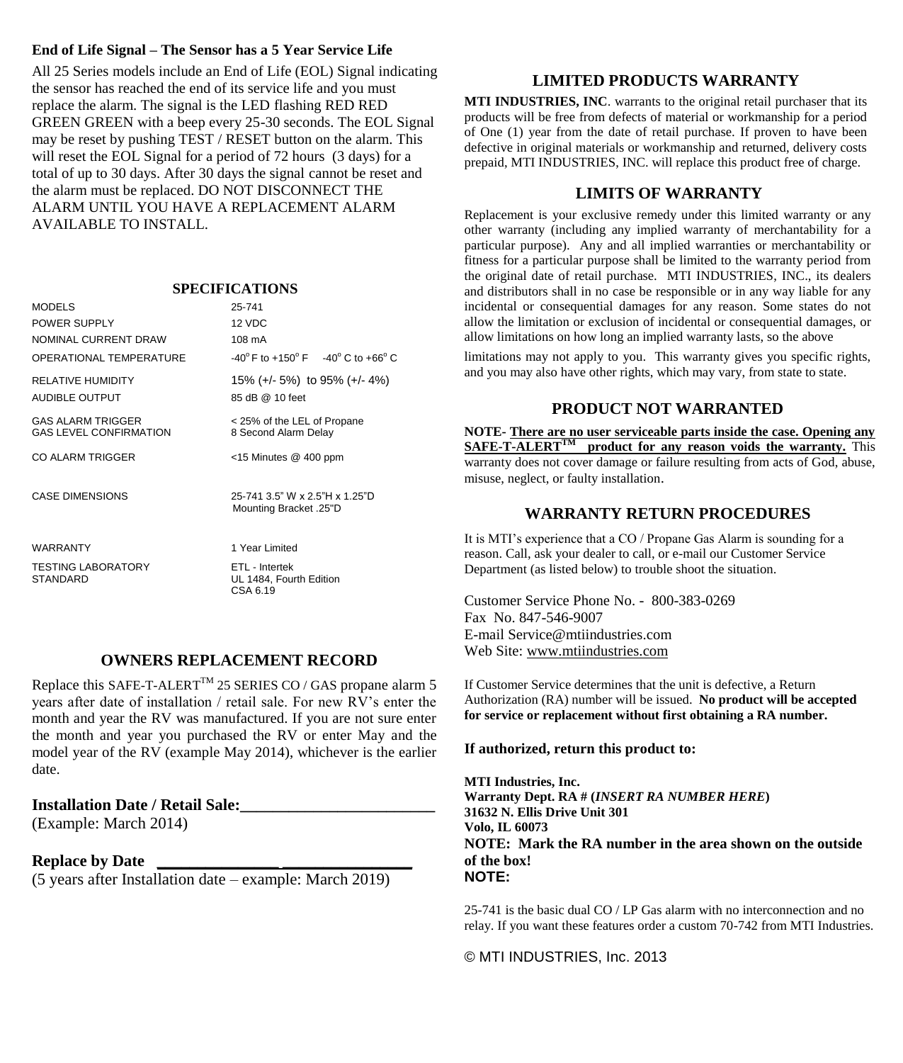**End of Life Signal – The Sensor has a 5 Year Service Life**

All 25 Series models include an End of Life (EOL) Signal indicating the sensor has reached the end of its service life and you must replace the alarm. The signal is the LED flashing RED RED GREEN GREEN with a beep every 25-30 seconds. The EOL Signal may be reset by pushing TEST / RESET button on the alarm. This will reset the EOL Signal for a period of 72 hours (3 days) for a total of up to 30 days. After 30 days the signal cannot be reset and the alarm must be replaced. DO NOT DISCONNECT THE ALARM UNTIL YOU HAVE A REPLACEMENT ALARM AVAILABLE TO INSTALL.

## SPECIFICATIONS

| | |
|---|---|
| MODELS | 25-741 |
| POWER SUPPLY | 12 VDC |
| NOMINAL CURRENT DRAW | 108 mA |
| OPERATIONAL TEMPERATURE | -40° F to +150° F -40° C to +66° C |
| RELATIVE HUMIDITY | 15% (+/- 5%) to 95% (+/- 4%) |
| AUDIBLE OUTPUT | 85 dB @ 10 feet |
| GAS ALARM TRIGGER | < 25% of the LEL of Propane |
| GAS LEVEL CONFIRMATION | 8 Second Alarm Delay |
| CO ALARM TRIGGER | <15 Minutes @ 400 ppm |
| CASE DIMENSIONS | 25-741 3.5" W x 2.5"H x 1.25"D Mounting Bracket .25"D |
| WARRANTY | 1 Year Limited |
| TESTING LABORATORY | ETL - Intertek |
| STANDARD | UL 1484, Fourth Edition CSA 6.19 |

## OWNERS REPLACEMENT RECORD

Replace this SAFE-T-ALERT™ 25 SERIES CO / GAS propane alarm 5 years after date of installation / retail sale. For new RV's enter the month and year the RV was manufactured. If you are not sure enter the month and year you purchased the RV or enter May and the model year of the RV (example May 2014), whichever is the earlier date.

**Installation Date / Retail Sale:________________________**
(Example: March 2014)

**Replace by Date ______________ _______________**
(5 years after Installation date – example: March 2019)

## LIMITED PRODUCTS WARRANTY

**MTI INDUSTRIES, INC**. warrants to the original retail purchaser that its products will be free from defects of material or workmanship for a period of One (1) year from the date of retail purchase. If proven to have been defective in original materials or workmanship and returned, delivery costs prepaid, MTI INDUSTRIES, INC. will replace this product free of charge.

## LIMITS OF WARRANTY

Replacement is your exclusive remedy under this limited warranty or any other warranty (including any implied warranty of merchantability for a particular purpose). Any and all implied warranties or merchantability or fitness for a particular purpose shall be limited to the warranty period from the original date of retail purchase. MTI INDUSTRIES, INC., its dealers and distributors shall in no case be responsible or in any way liable for any incidental or consequential damages for any reason. Some states do not allow the limitation or exclusion of incidental or consequential damages, or allow limitations on how long an implied warranty lasts, so the above limitations may not apply to you. This warranty gives you specific rights, and you may also have other rights, which may vary, from state to state.

## PRODUCT NOT WARRANTED

**NOTE- There are no user serviceable parts inside the case. Opening any SAFE-T-ALERT™ product for any reason voids the warranty.** This warranty does not cover damage or failure resulting from acts of God, abuse, misuse, neglect, or faulty installation.

## WARRANTY RETURN PROCEDURES

It is MTI's experience that a CO / Propane Gas Alarm is sounding for a reason. Call, ask your dealer to call, or e-mail our Customer Service Department (as listed below) to trouble shoot the situation.

Customer Service Phone No. - 800-383-0269
Fax No. 847-546-9007
E-mail Service@mtiindustries.com
Web Site: www.mtiindustries.com

If Customer Service determines that the unit is defective, a Return Authorization (RA) number will be issued. **No product will be accepted for service or replacement without first obtaining a RA number.**

**If authorized, return this product to:**

**MTI Industries, Inc.**
**Warranty Dept. RA # (*INSERT RA NUMBER HERE*)**
**31632 N. Ellis Drive Unit 301**
**Volo, IL 60073**
**NOTE: Mark the RA number in the area shown on the outside of the box!**
**NOTE:**

25-741 is the basic dual CO / LP Gas alarm with no interconnection and no relay. If you want these features order a custom 70-742 from MTI Industries.

© MTI INDUSTRIES, Inc. 2013